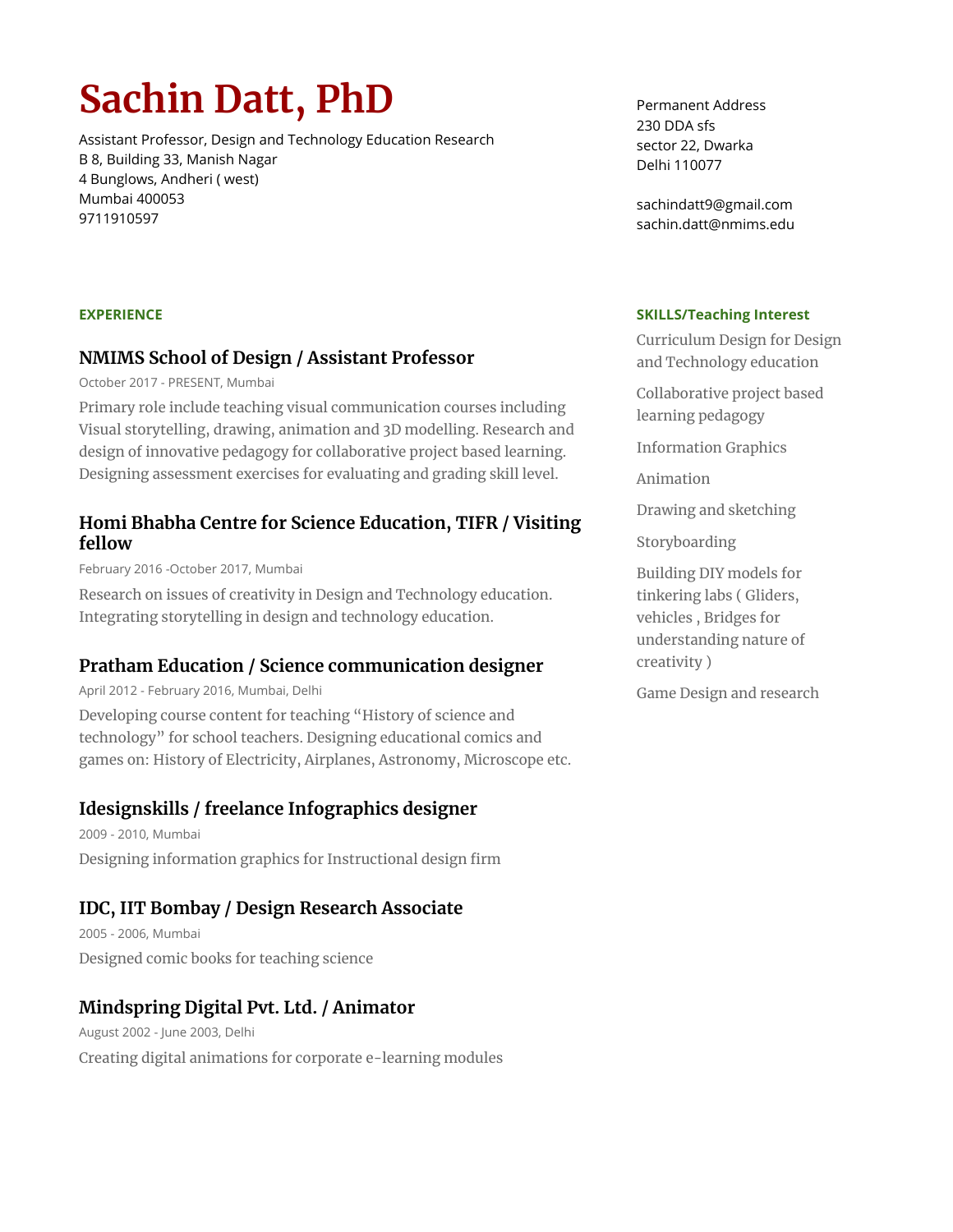# Sachin Datt, PhD

Assistant Professor, Design and Technology Education Research
B 8, Building 33, Manish Nagar
4 Bunglows, Andheri ( west)
Mumbai 400053
9711910597

Permanent Address
230 DDA sfs
sector 22, Dwarka
Delhi 110077

sachindatt9@gmail.com
sachin.datt@nmims.edu

## EXPERIENCE

### NMIMS School of Design / Assistant Professor

October 2017 - PRESENT, Mumbai

Primary role include teaching visual communication courses including Visual storytelling, drawing, animation and 3D modelling. Research and design of innovative pedagogy for collaborative project based learning. Designing assessment exercises for evaluating and grading skill level.

### Homi Bhabha Centre for Science Education, TIFR / Visiting fellow

February 2016 -October 2017, Mumbai

Research on issues of creativity in Design and Technology education. Integrating storytelling in design and technology education.

### Pratham Education / Science communication designer

April 2012 - February 2016, Mumbai, Delhi

Developing course content for teaching "History of science and technology" for school teachers. Designing educational comics and games on: History of Electricity, Airplanes, Astronomy, Microscope etc.

### Idesignskills / freelance Infographics designer

2009 - 2010, Mumbai

Designing information graphics for Instructional design firm

### IDC, IIT Bombay / Design Research Associate

2005 - 2006, Mumbai

Designed comic books for teaching science

### Mindspring Digital Pvt. Ltd. / Animator

August 2002 - June 2003, Delhi

Creating digital animations for corporate e-learning modules

## SKILLS/Teaching Interest

Curriculum Design for Design and Technology education

Collaborative project based learning pedagogy

Information Graphics

Animation

Drawing and sketching

Storyboarding

Building DIY models for tinkering labs ( Gliders, vehicles , Bridges for understanding nature of creativity )

Game Design and research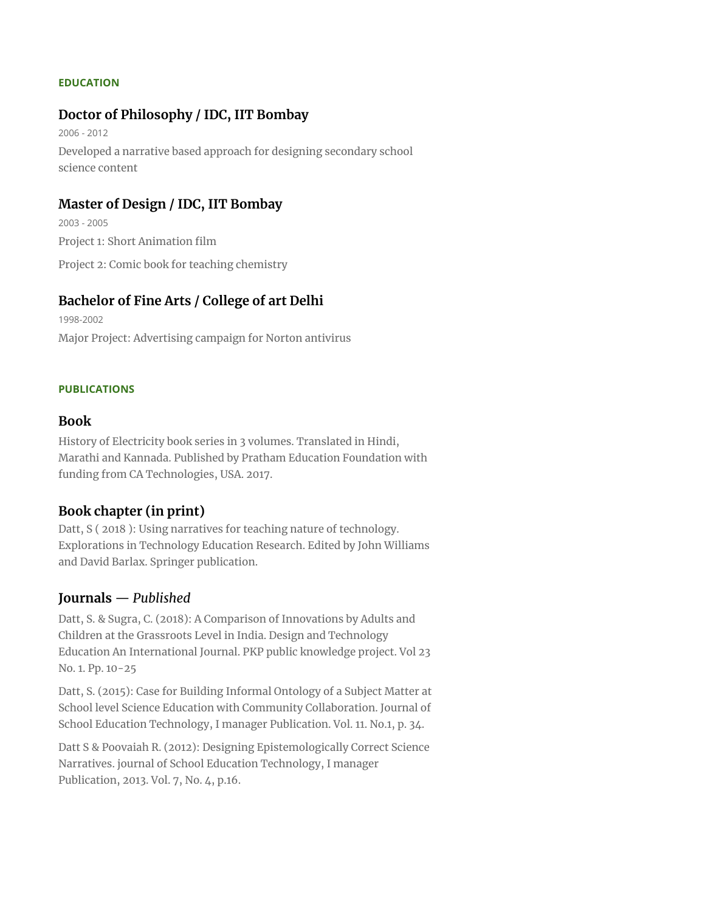## EDUCATION

### Doctor of Philosophy / IDC, IIT Bombay

2006 - 2012

Developed a narrative based approach for designing secondary school science content

### Master of Design / IDC, IIT Bombay

2003 - 2005

Project 1: Short Animation film

Project 2: Comic book for teaching chemistry

### Bachelor of Fine Arts / College of art Delhi

1998-2002

Major Project: Advertising campaign for Norton antivirus

## PUBLICATIONS

### Book

History of Electricity book series in 3 volumes. Translated in Hindi, Marathi and Kannada. Published by Pratham Education Foundation with funding from CA Technologies, USA. 2017.

### Book chapter (in print)

Datt, S ( 2018 ): Using narratives for teaching nature of technology. Explorations in Technology Education Research. Edited by John Williams and David Barlax. Springer publication.

### Journals — *Published*

Datt, S. & Sugra, C. (2018): A Comparison of Innovations by Adults and Children at the Grassroots Level in India. Design and Technology Education An International Journal. PKP public knowledge project. Vol 23 No. 1. Pp. 10-25

Datt, S. (2015): Case for Building Informal Ontology of a Subject Matter at School level Science Education with Community Collaboration. Journal of School Education Technology, I manager Publication. Vol. 11. No.1, p. 34.

Datt S & Poovaiah R. (2012): Designing Epistemologically Correct Science Narratives. journal of School Education Technology, I manager Publication, 2013. Vol. 7, No. 4, p.16.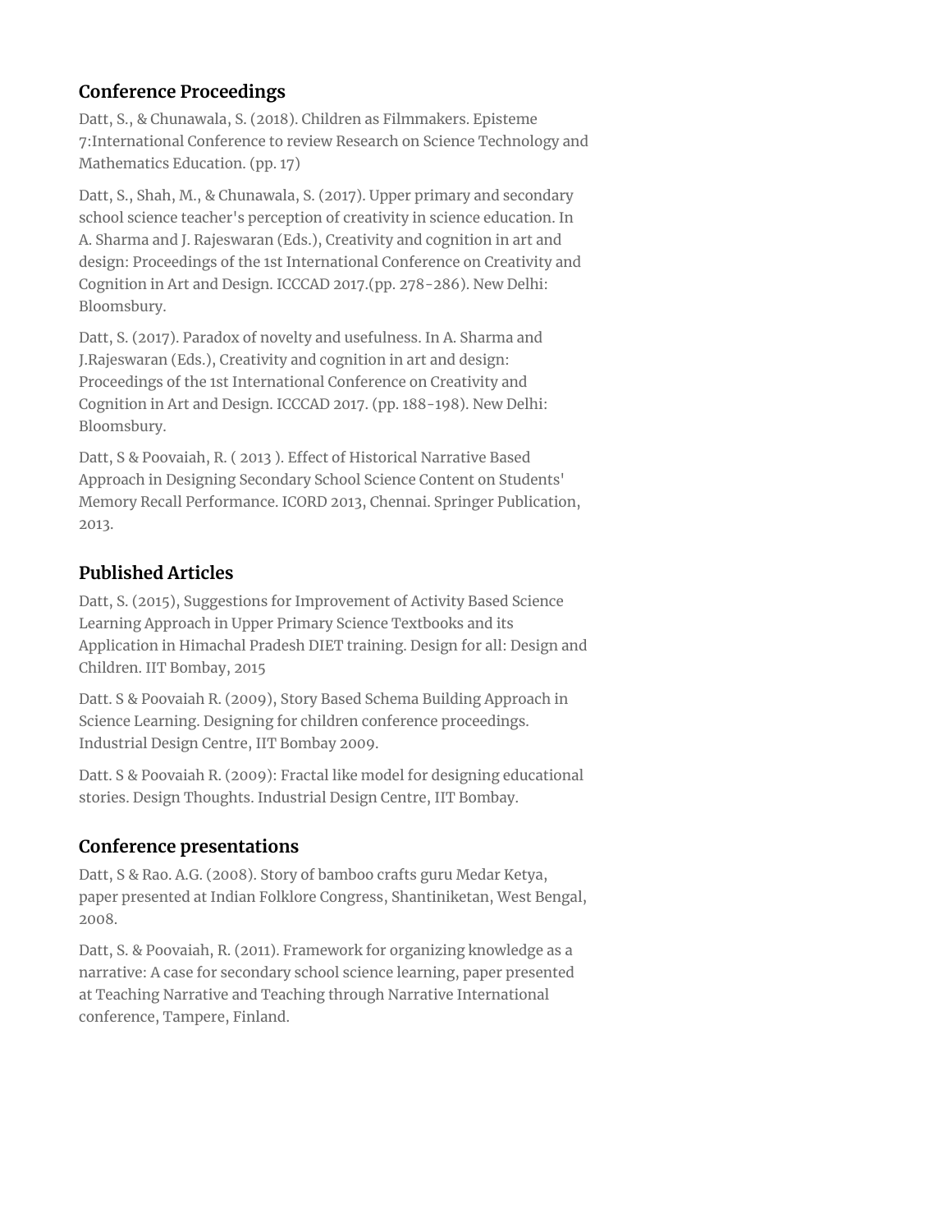## Conference Proceedings

Datt, S., & Chunawala, S. (2018). Children as Filmmakers. Episteme 7:International Conference to review Research on Science Technology and Mathematics Education. (pp. 17)

Datt, S., Shah, M., & Chunawala, S. (2017). Upper primary and secondary school science teacher's perception of creativity in science education. In A. Sharma and J. Rajeswaran (Eds.), Creativity and cognition in art and design: Proceedings of the 1st International Conference on Creativity and Cognition in Art and Design. ICCCAD 2017.(pp. 278-286). New Delhi: Bloomsbury.

Datt, S. (2017). Paradox of novelty and usefulness. In A. Sharma and J.Rajeswaran (Eds.), Creativity and cognition in art and design: Proceedings of the 1st International Conference on Creativity and Cognition in Art and Design. ICCCAD 2017. (pp. 188-198). New Delhi: Bloomsbury.

Datt, S & Poovaiah, R. ( 2013 ). Effect of Historical Narrative Based Approach in Designing Secondary School Science Content on Students' Memory Recall Performance. ICORD 2013, Chennai. Springer Publication, 2013.

## Published Articles

Datt, S. (2015), Suggestions for Improvement of Activity Based Science Learning Approach in Upper Primary Science Textbooks and its Application in Himachal Pradesh DIET training. Design for all: Design and Children. IIT Bombay, 2015

Datt. S & Poovaiah R. (2009), Story Based Schema Building Approach in Science Learning. Designing for children conference proceedings. Industrial Design Centre, IIT Bombay 2009.

Datt. S & Poovaiah R. (2009): Fractal like model for designing educational stories. Design Thoughts. Industrial Design Centre, IIT Bombay.

## Conference presentations

Datt, S & Rao. A.G. (2008). Story of bamboo crafts guru Medar Ketya, paper presented at Indian Folklore Congress, Shantiniketan, West Bengal, 2008.

Datt, S. & Poovaiah, R. (2011). Framework for organizing knowledge as a narrative: A case for secondary school science learning, paper presented at Teaching Narrative and Teaching through Narrative International conference, Tampere, Finland.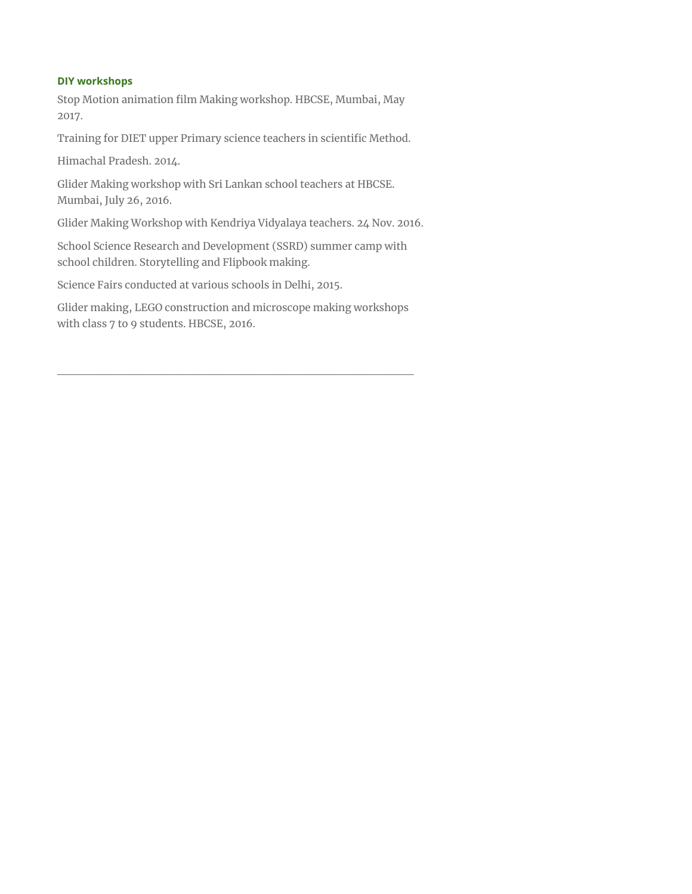### DIY workshops

Stop Motion animation film Making workshop. HBCSE, Mumbai, May 2017.

Training for DIET upper Primary science teachers in scientific Method.

Himachal Pradesh. 2014.

Glider Making workshop with Sri Lankan school teachers at HBCSE. Mumbai, July 26, 2016.

Glider Making Workshop with Kendriya Vidyalaya teachers. 24 Nov. 2016.

School Science Research and Development (SSRD) summer camp with school children. Storytelling and Flipbook making.

Science Fairs conducted at various schools in Delhi, 2015.

Glider making, LEGO construction and microscope making workshops with class 7 to 9 students. HBCSE, 2016.

---